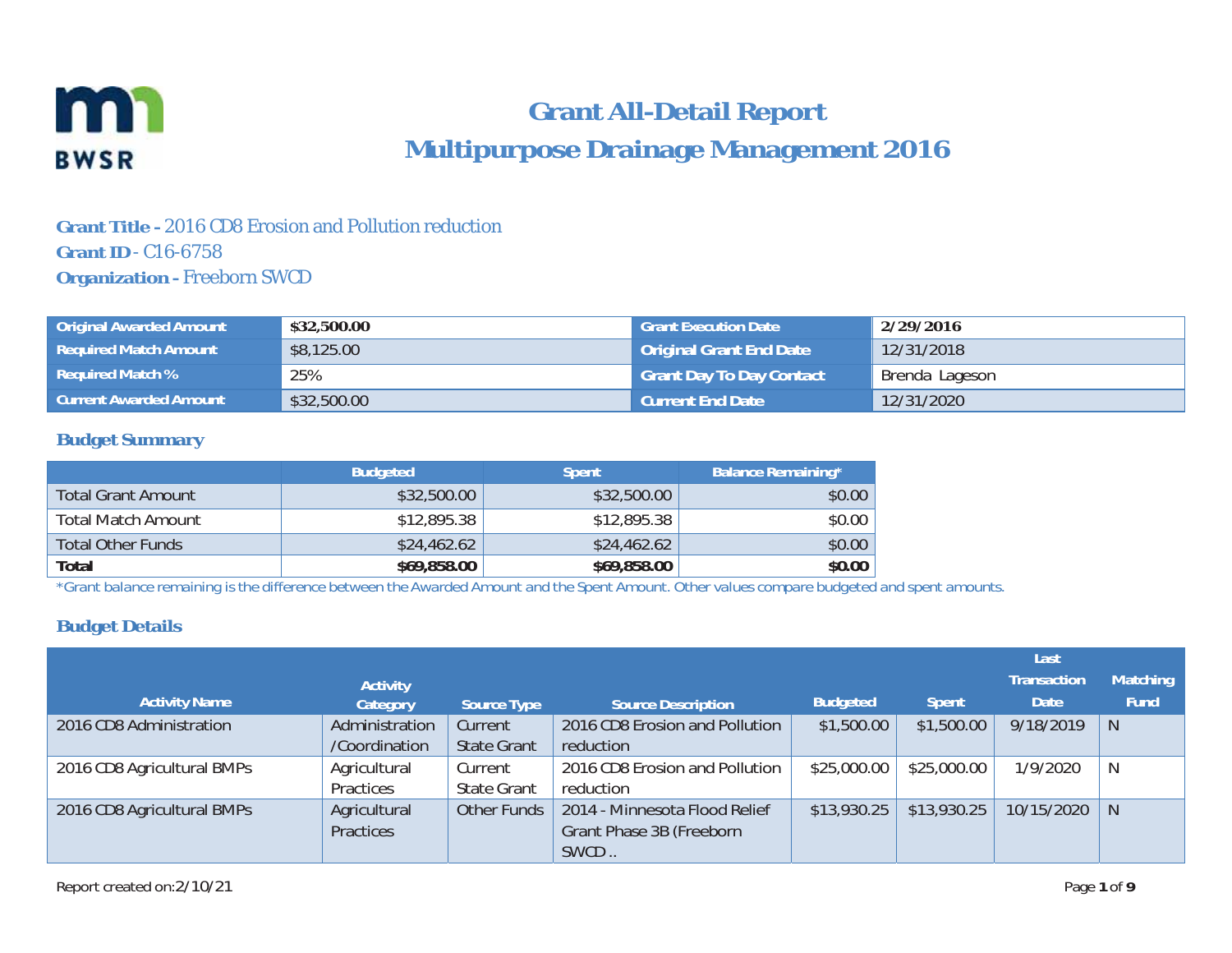# Grant All-Detail Report

## Multipurpose Drainage Management 2016

**Grant Title -** 2016 CD8 Erosion and Pollution reduction
**Grant ID** - C16-6758
**Organization -** Freeborn SWCD

| | | | |
|---|---|---|---|
| **Original Awarded Amount** | **$32,500.00** | **Grant Execution Date** | **2/29/2016** |
| **Required Match Amount** | $8,125.00 | **Original Grant End Date** | 12/31/2018 |
| **Required Match %** | 25% | **Grant Day To Day Contact** | Brenda Lageson |
| **Current Awarded Amount** | $32,500.00 | **Current End Date** | 12/31/2020 |

### Budget Summary

| | Budgeted | Spent | Balance Remaining* |
|---|---|---|---|
| Total Grant Amount | $32,500.00 | $32,500.00 | $0.00 |
| Total Match Amount | $12,895.38 | $12,895.38 | $0.00 |
| Total Other Funds | $24,462.62 | $24,462.62 | $0.00 |
| **Total** | **$69,858.00** | **$69,858.00** | **$0.00** |

*Grant balance remaining is the difference between the Awarded Amount and the Spent Amount. Other values compare budgeted and spent amounts.

### Budget Details

| Activity Name | Activity Category | Source Type | Source Description | Budgeted | Spent | Last Transaction Date | Matching Fund |
|---|---|---|---|---|---|---|---|
| 2016 CD8 Administration | Administration /Coordination | Current State Grant | 2016 CD8 Erosion and Pollution reduction | $1,500.00 | $1,500.00 | 9/18/2019 | N |
| 2016 CD8 Agricultural BMPs | Agricultural Practices | Current State Grant | 2016 CD8 Erosion and Pollution reduction | $25,000.00 | $25,000.00 | 1/9/2020 | N |
| 2016 CD8 Agricultural BMPs | Agricultural Practices | Other Funds | 2014 - Minnesota Flood Relief Grant Phase 3B (Freeborn SWCD .. | $13,930.25 | $13,930.25 | 10/15/2020 | N |

Report created on:2/10/21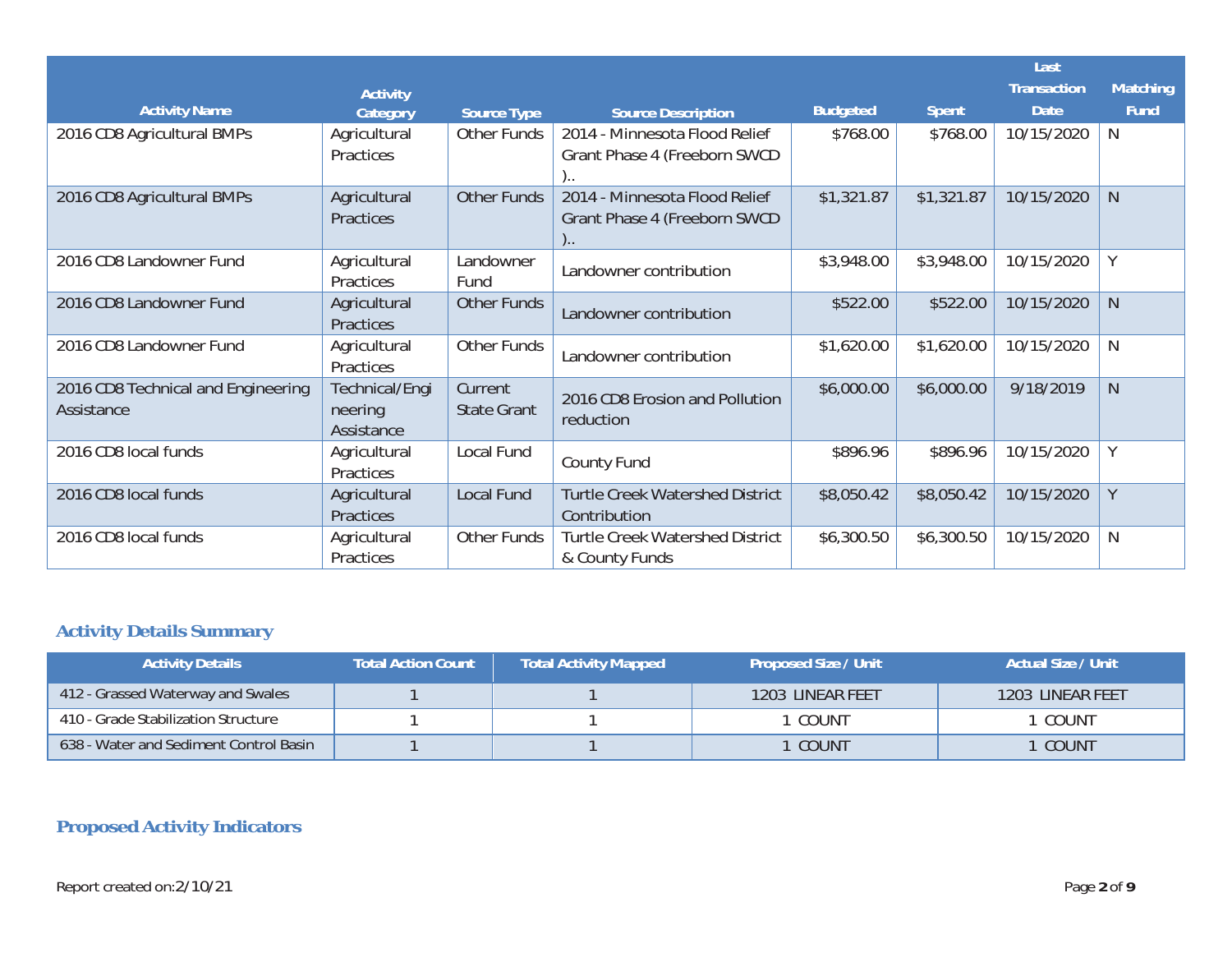| Activity Name | Activity Category | Source Type | Source Description | Budgeted | Spent | Last Transaction Date | Matching Fund |
|---|---|---|---|---|---|---|---|
| 2016 CD8 Agricultural BMPs | Agricultural Practices | Other Funds | 2014 - Minnesota Flood Relief Grant Phase 4 (Freeborn SWCD ).. | $768.00 | $768.00 | 10/15/2020 | N |
| 2016 CD8 Agricultural BMPs | Agricultural Practices | Other Funds | 2014 - Minnesota Flood Relief Grant Phase 4 (Freeborn SWCD ).. | $1,321.87 | $1,321.87 | 10/15/2020 | N |
| 2016 CD8 Landowner Fund | Agricultural Practices | Landowner Fund | Landowner contribution | $3,948.00 | $3,948.00 | 10/15/2020 | Y |
| 2016 CD8 Landowner Fund | Agricultural Practices | Other Funds | Landowner contribution | $522.00 | $522.00 | 10/15/2020 | N |
| 2016 CD8 Landowner Fund | Agricultural Practices | Other Funds | Landowner contribution | $1,620.00 | $1,620.00 | 10/15/2020 | N |
| 2016 CD8 Technical and Engineering Assistance | Technical/Engineering Assistance | Current State Grant | 2016 CD8 Erosion and Pollution reduction | $6,000.00 | $6,000.00 | 9/18/2019 | N |
| 2016 CD8 local funds | Agricultural Practices | Local Fund | County Fund | $896.96 | $896.96 | 10/15/2020 | Y |
| 2016 CD8 local funds | Agricultural Practices | Local Fund | Turtle Creek Watershed District Contribution | $8,050.42 | $8,050.42 | 10/15/2020 | Y |
| 2016 CD8 local funds | Agricultural Practices | Other Funds | Turtle Creek Watershed District & County Funds | $6,300.50 | $6,300.50 | 10/15/2020 | N |

## Activity Details Summary

| Activity Details | Total Action Count | Total Activity Mapped | Proposed Size / Unit | Actual Size / Unit |
|---|---|---|---|---|
| 412 - Grassed Waterway and Swales | 1 | 1 | 1203 LINEAR FEET | 1203 LINEAR FEET |
| 410 - Grade Stabilization Structure | 1 | 1 | 1 COUNT | 1 COUNT |
| 638 - Water and Sediment Control Basin | 1 | 1 | 1 COUNT | 1 COUNT |

## Proposed Activity Indicators

Report created on:2/10/21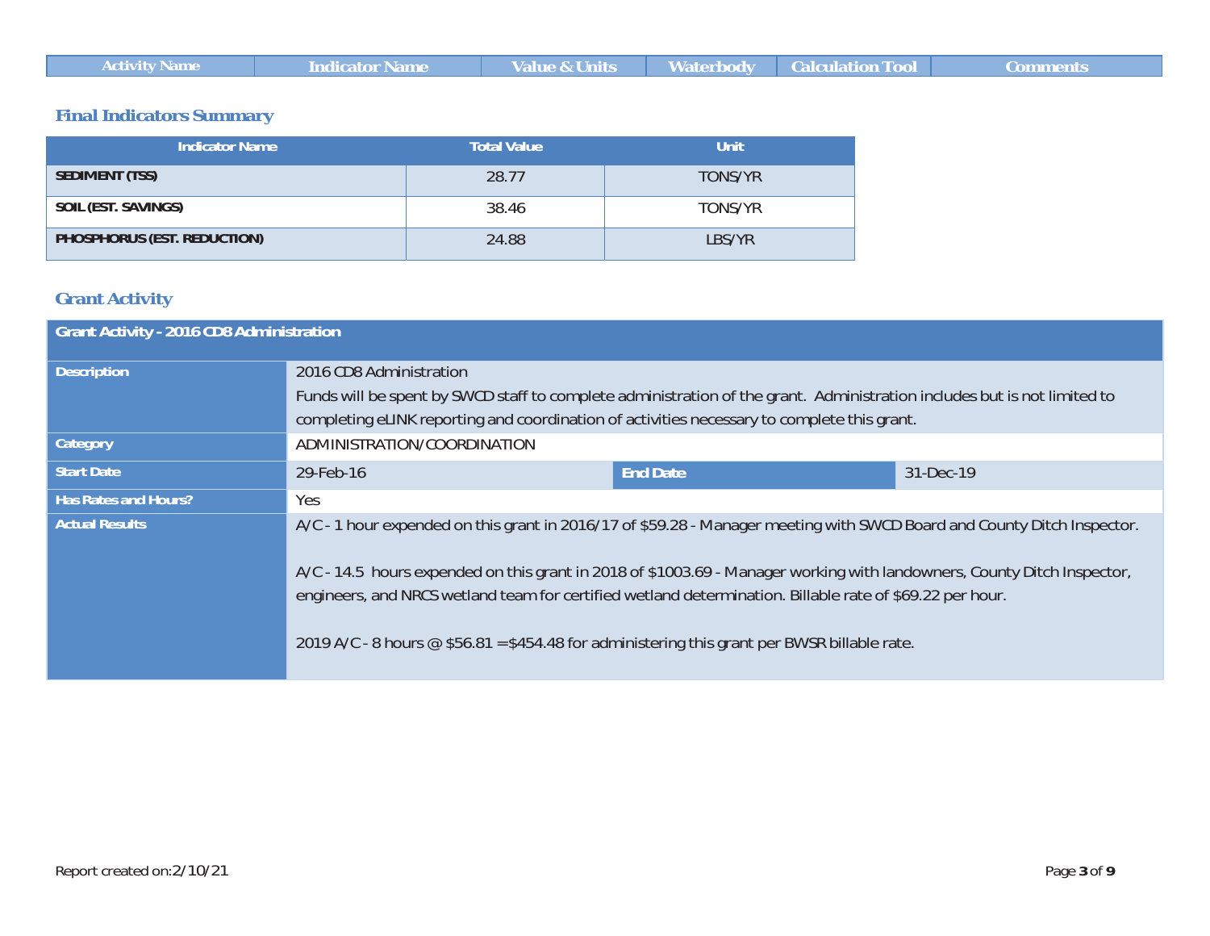| Activity Name | Indicator Name | Value & Units | Waterbody | Calculation Tool | Comments |
|---|---|---|---|---|---|

## Final Indicators Summary

| Indicator Name | Total Value | Unit |
|---|---|---|
| SEDIMENT (TSS) | 28.77 | TONS/YR |
| SOIL (EST. SAVINGS) | 38.46 | TONS/YR |
| PHOSPHORUS (EST. REDUCTION) | 24.88 | LBS/YR |

## Grant Activity

| Grant Activity - 2016 CD8 Administration | | | |
|---|---|---|---|
| Description | 2016 CD8 Administration<br>Funds will be spent by SWCD staff to complete administration of the grant. Administration includes but is not limited to completing eLINK reporting and coordination of activities necessary to complete this grant. | | |
| Category | ADMINISTRATION/COORDINATION | | |
| Start Date | 29-Feb-16 | End Date | 31-Dec-19 |
| Has Rates and Hours? | Yes | | |
| Actual Results | A/C - 1 hour expended on this grant in 2016/17 of $59.28 - Manager meeting with SWCD Board and County Ditch Inspector.<br><br>A/C - 14.5 hours expended on this grant in 2018 of $1003.69 - Manager working with landowners, County Ditch Inspector, engineers, and NRCS wetland team for certified wetland determination. Billable rate of $69.22 per hour.<br><br>2019 A/C - 8 hours @ $56.81 =$454.48 for administering this grant per BWSR billable rate. | | |

Report created on:2/10/21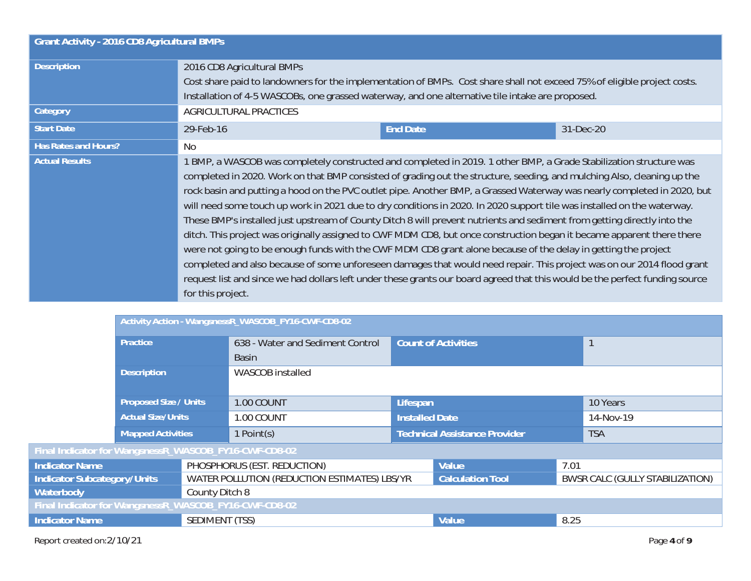| Grant Activity - 2016 CD8 Agricultural BMPs | | | |
|---|---|---|---|
| **Description** | 2016 CD8 Agricultural BMPs<br>Cost share paid to landowners for the implementation of BMPs. Cost share shall not exceed 75% of eligible project costs. Installation of 4-5 WASCOBs, one grassed waterway, and one alternative tile intake are proposed. | | |
| **Category** | AGRICULTURAL PRACTICES | | |
| **Start Date** | 29-Feb-16 | **End Date** | 31-Dec-20 |
| **Has Rates and Hours?** | No | | |
| **Actual Results** | 1 BMP, a WASCOB was completely constructed and completed in 2019. 1 other BMP, a Grade Stabilization structure was completed in 2020. Work on that BMP consisted of grading out the structure, seeding, and mulching Also, cleaning up the rock basin and putting a hood on the PVC outlet pipe. Another BMP, a Grassed Waterway was nearly completed in 2020, but will need some touch up work in 2021 due to dry conditions in 2020. In 2020 support tile was installed on the waterway. These BMP's installed just upstream of County Ditch 8 will prevent nutrients and sediment from getting directly into the ditch. This project was originally assigned to CWF MDM CD8, but once construction began it became apparent there there were not going to be enough funds with the CWF MDM CD8 grant alone because of the delay in getting the project completed and also because of some unforeseen damages that would need repair. This project was on our 2014 flood grant request list and since we had dollars left under these grants our board agreed that this would be the perfect funding source for this project. | | |

| Activity Action - WangsnessR_WASCOB_FY16-CWF-CD8-02 | | | |
|---|---|---|---|
| **Practice** | 638 - Water and Sediment Control Basin | **Count of Activities** | 1 |
| **Description** | WASCOB installed | | |
| **Proposed Size / Units** | 1.00 COUNT | **Lifespan** | 10 Years |
| **Actual Size/Units** | 1.00 COUNT | **Installed Date** | 14-Nov-19 |
| **Mapped Activities** | 1 Point(s) | **Technical Assistance Provider** | TSA |

| Final Indicator for WangsnessR_WASCOB_FY16-CWF-CD8-02 | | | |
|---|---|---|---|
| **Indicator Name** | PHOSPHORUS (EST. REDUCTION) | **Value** | 7.01 |
| **Indicator Subcategory/Units** | WATER POLLUTION (REDUCTION ESTIMATES) LBS/YR | **Calculation Tool** | BWSR CALC (GULLY STABILIZATION) |
| **Waterbody** | County Ditch 8 | | |

| Final Indicator for WangsnessR_WASCOB_FY16-CWF-CD8-02 | | | |
|---|---|---|---|
| **Indicator Name** | SEDIMENT (TSS) | **Value** | 8.25 |

Report created on:2/10/21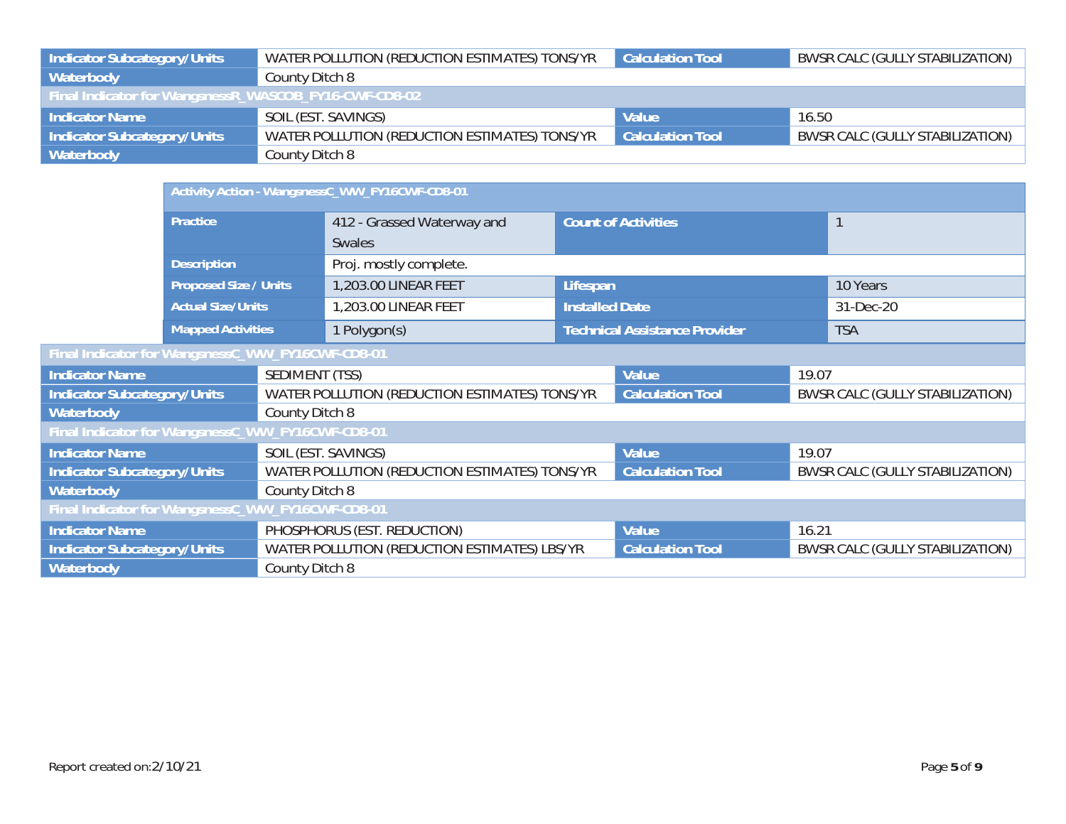| Indicator Subcategory/Units | WATER POLLUTION (REDUCTION ESTIMATES) TONS/YR | Calculation Tool | BWSR CALC (GULLY STABILIZATION) |
|---|---|---|---|
| Waterbody | County Ditch 8 | | |
| **Final Indicator for WangsnessR_WASCOB_FY16-CWF-CD8-02** | | | |
| Indicator Name | SOIL (EST. SAVINGS) | Value | 16.50 |
| Indicator Subcategory/Units | WATER POLLUTION (REDUCTION ESTIMATES) TONS/YR | Calculation Tool | BWSR CALC (GULLY STABILIZATION) |
| Waterbody | County Ditch 8 | | |

| Activity Action - WangsnessC_WW_FY16CWF-CD8-01 | | | |
|---|---|---|---|
| Practice | 412 - Grassed Waterway and Swales | Count of Activities | 1 |
| Description | Proj. mostly complete. | | |
| Proposed Size / Units | 1,203.00 LINEAR FEET | Lifespan | 10 Years |
| Actual Size/Units | 1,203.00 LINEAR FEET | Installed Date | 31-Dec-20 |
| Mapped Activities | 1 Polygon(s) | Technical Assistance Provider | TSA |

| Final Indicator for WangsnessC_WW_FY16CWF-CD8-01 | | | |
|---|---|---|---|
| Indicator Name | SEDIMENT (TSS) | Value | 19.07 |
| Indicator Subcategory/Units | WATER POLLUTION (REDUCTION ESTIMATES) TONS/YR | Calculation Tool | BWSR CALC (GULLY STABILIZATION) |
| Waterbody | County Ditch 8 | | |
| **Final Indicator for WangsnessC_WW_FY16CWF-CD8-01** | | | |
| Indicator Name | SOIL (EST. SAVINGS) | Value | 19.07 |
| Indicator Subcategory/Units | WATER POLLUTION (REDUCTION ESTIMATES) TONS/YR | Calculation Tool | BWSR CALC (GULLY STABILIZATION) |
| Waterbody | County Ditch 8 | | |
| **Final Indicator for WangsnessC_WW_FY16CWF-CD8-01** | | | |
| Indicator Name | PHOSPHORUS (EST. REDUCTION) | Value | 16.21 |
| Indicator Subcategory/Units | WATER POLLUTION (REDUCTION ESTIMATES) LBS/YR | Calculation Tool | BWSR CALC (GULLY STABILIZATION) |
| Waterbody | County Ditch 8 | | |

Report created on:2/10/21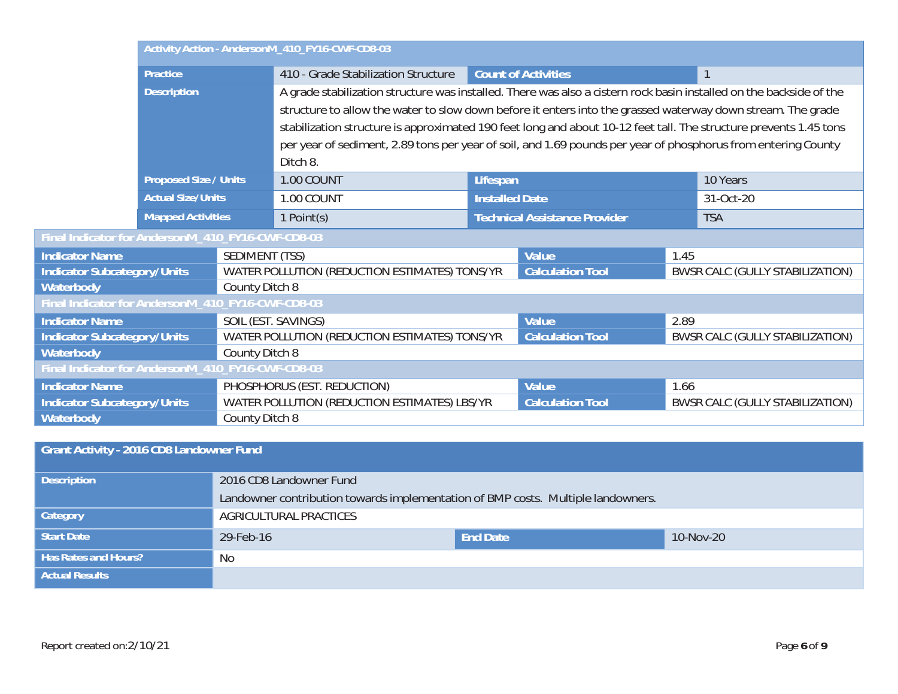| Activity Action - AndersonM_410_FY16-CWF-CD8-03 | | | |
|---|---|---|---|
| Practice | 410 - Grade Stabilization Structure | Count of Activities | 1 |
| Description | A grade stabilization structure was installed. There was also a cistern rock basin installed on the backside of the structure to allow the water to slow down before it enters into the grassed waterway down stream. The grade stabilization structure is approximated 190 feet long and about 10-12 feet tall. The structure prevents 1.45 tons per year of sediment, 2.89 tons per year of soil, and 1.69 pounds per year of phosphorus from entering County Ditch 8. | | |
| Proposed Size / Units | 1.00 COUNT | Lifespan | 10 Years |
| Actual Size/Units | 1.00 COUNT | Installed Date | 31-Oct-20 |
| Mapped Activities | 1 Point(s) | Technical Assistance Provider | TSA |

| Final Indicator for AndersonM_410_FY16-CWF-CD8-03 | | | |
|---|---|---|---|
| Indicator Name | SEDIMENT (TSS) | Value | 1.45 |
| Indicator Subcategory/Units | WATER POLLUTION (REDUCTION ESTIMATES) TONS/YR | Calculation Tool | BWSR CALC (GULLY STABILIZATION) |
| Waterbody | County Ditch 8 | | |

| Final Indicator for AndersonM_410_FY16-CWF-CD8-03 | | | |
|---|---|---|---|
| Indicator Name | SOIL (EST. SAVINGS) | Value | 2.89 |
| Indicator Subcategory/Units | WATER POLLUTION (REDUCTION ESTIMATES) TONS/YR | Calculation Tool | BWSR CALC (GULLY STABILIZATION) |
| Waterbody | County Ditch 8 | | |

| Final Indicator for AndersonM_410_FY16-CWF-CD8-03 | | | |
|---|---|---|---|
| Indicator Name | PHOSPHORUS (EST. REDUCTION) | Value | 1.66 |
| Indicator Subcategory/Units | WATER POLLUTION (REDUCTION ESTIMATES) LBS/YR | Calculation Tool | BWSR CALC (GULLY STABILIZATION) |
| Waterbody | County Ditch 8 | | |

| Grant Activity - 2016 CD8 Landowner Fund | | | |
|---|---|---|---|
| Description | 2016 CD8 Landowner Fund<br>Landowner contribution towards implementation of BMP costs. Multiple landowners. | | |
| Category | AGRICULTURAL PRACTICES | | |
| Start Date | 29-Feb-16 | End Date | 10-Nov-20 |
| Has Rates and Hours? | No | | |
| Actual Results | | | |

Report created on:2/10/21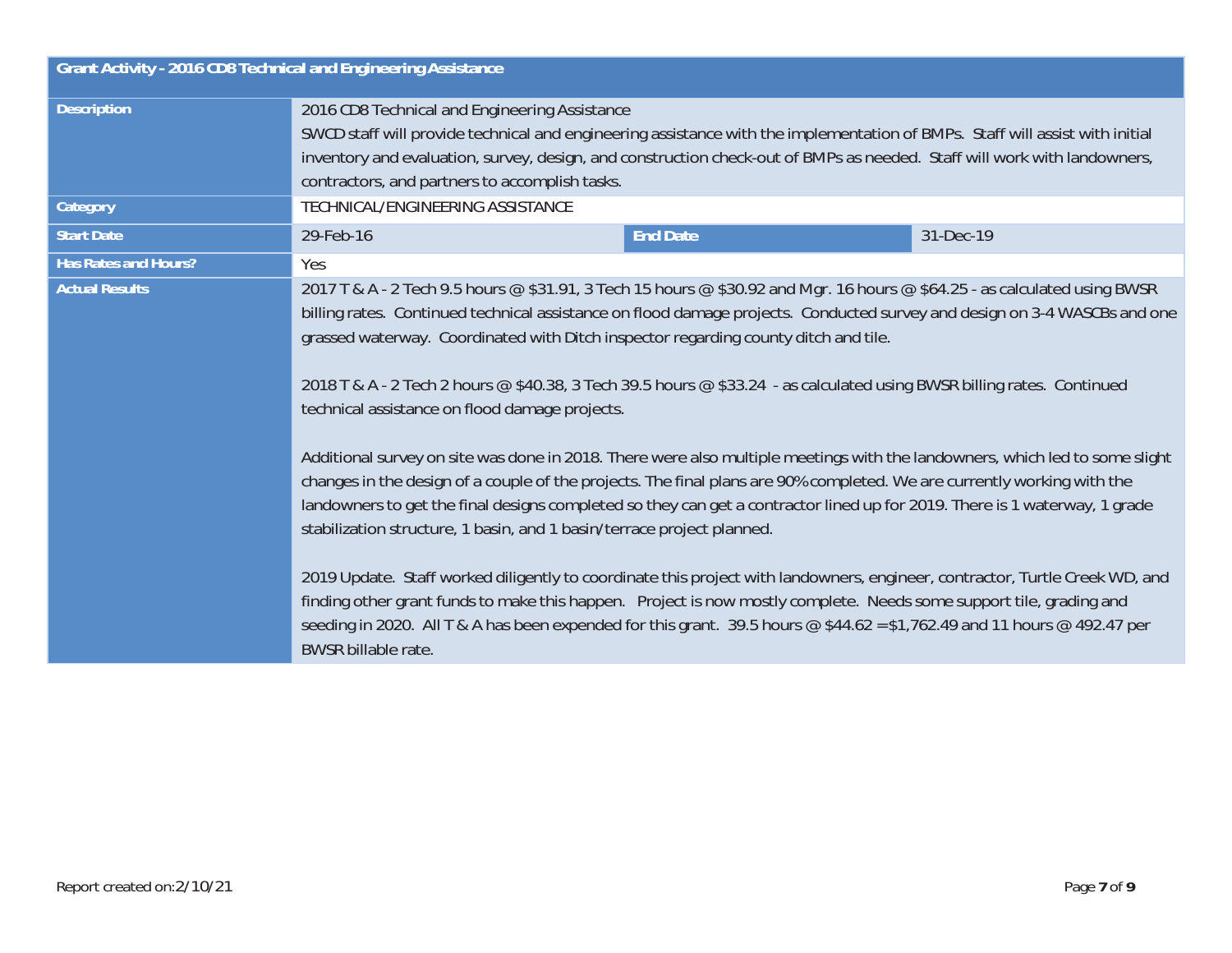| Grant Activity - 2016 CD8 Technical and Engineering Assistance | | | |
|---|---|---|---|
| **Description** | 2016 CD8 Technical and Engineering Assistance<br>SWCD staff will provide technical and engineering assistance with the implementation of BMPs. Staff will assist with initial inventory and evaluation, survey, design, and construction check-out of BMPs as needed. Staff will work with landowners, contractors, and partners to accomplish tasks. | | |
| **Category** | TECHNICAL/ENGINEERING ASSISTANCE | | |
| **Start Date** | 29-Feb-16 | **End Date** | 31-Dec-19 |
| **Has Rates and Hours?** | Yes | | |
| **Actual Results** | 2017 T & A - 2 Tech 9.5 hours @ $31.91, 3 Tech 15 hours @ $30.92 and Mgr. 16 hours @ $64.25 - as calculated using BWSR billing rates. Continued technical assistance on flood damage projects. Conducted survey and design on 3-4 WASCBs and one grassed waterway. Coordinated with Ditch inspector regarding county ditch and tile.<br><br>2018 T & A - 2 Tech 2 hours @ $40.38, 3 Tech 39.5 hours @ $33.24 - as calculated using BWSR billing rates. Continued technical assistance on flood damage projects.<br><br>Additional survey on site was done in 2018. There were also multiple meetings with the landowners, which led to some slight changes in the design of a couple of the projects. The final plans are 90% completed. We are currently working with the landowners to get the final designs completed so they can get a contractor lined up for 2019. There is 1 waterway, 1 grade stabilization structure, 1 basin, and 1 basin/terrace project planned.<br><br>2019 Update. Staff worked diligently to coordinate this project with landowners, engineer, contractor, Turtle Creek WD, and finding other grant funds to make this happen. Project is now mostly complete. Needs some support tile, grading and seeding in 2020. All T & A has been expended for this grant. 39.5 hours @ $44.62 =$1,762.49 and 11 hours @ 492.47 per BWSR billable rate. | | |

Report created on:2/10/21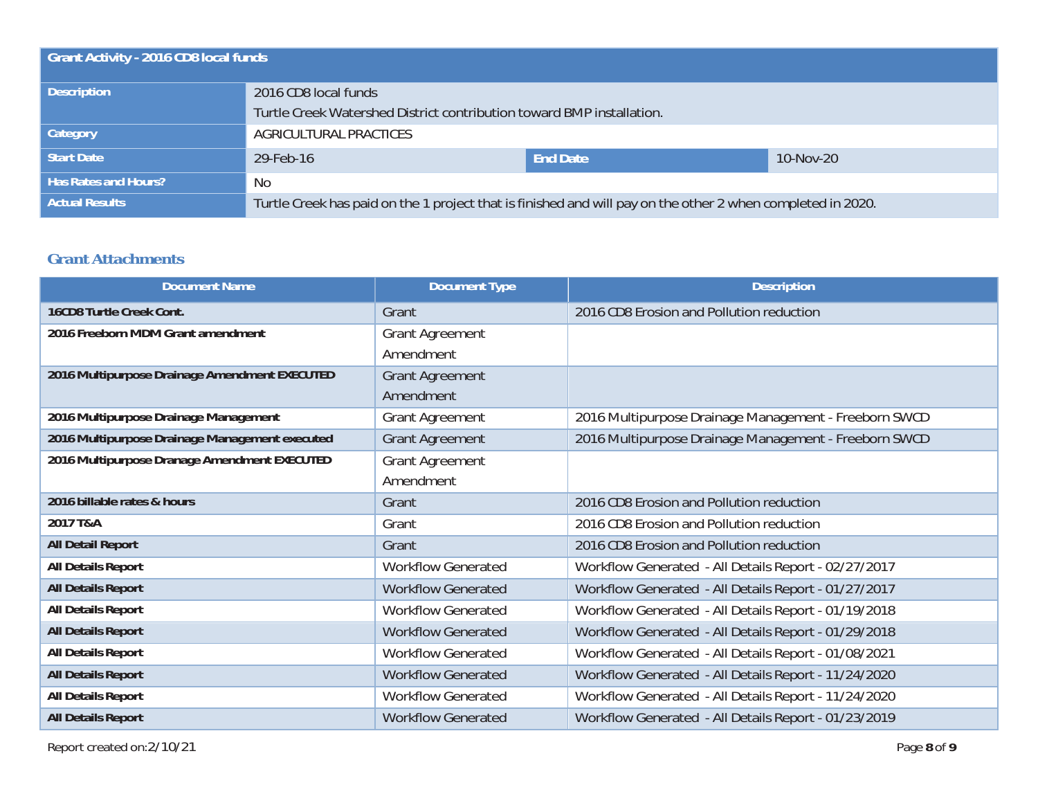| Grant Activity - 2016 CD8 local funds | | | |
|---|---|---|---|
| **Description** | 2016 CD8 local funds<br>Turtle Creek Watershed District contribution toward BMP installation. | | |
| **Category** | AGRICULTURAL PRACTICES | | |
| **Start Date** | 29-Feb-16 | **End Date** | 10-Nov-20 |
| **Has Rates and Hours?** | No | | |
| **Actual Results** | Turtle Creek has paid on the 1 project that is finished and will pay on the other 2 when completed in 2020. | | |

### Grant Attachments

| Document Name | Document Type | Description |
|---|---|---|
| **16CD8 Turtle Creek Cont.** | Grant | 2016 CD8 Erosion and Pollution reduction |
| **2016 Freeborn MDM Grant amendment** | Grant Agreement Amendment | |
| **2016 Multipurpose Drainage Amendment EXECUTED** | Grant Agreement Amendment | |
| **2016 Multipurpose Drainage Management** | Grant Agreement | 2016 Multipurpose Drainage Management - Freeborn SWCD |
| **2016 Multipurpose Drainage Management executed** | Grant Agreement | 2016 Multipurpose Drainage Management - Freeborn SWCD |
| **2016 Multipurpose Dranage Amendment EXECUTED** | Grant Agreement Amendment | |
| **2016 billable rates & hours** | Grant | 2016 CD8 Erosion and Pollution reduction |
| **2017 T&A** | Grant | 2016 CD8 Erosion and Pollution reduction |
| **All Detail Report** | Grant | 2016 CD8 Erosion and Pollution reduction |
| **All Details Report** | Workflow Generated | Workflow Generated - All Details Report - 02/27/2017 |
| **All Details Report** | Workflow Generated | Workflow Generated - All Details Report - 01/27/2017 |
| **All Details Report** | Workflow Generated | Workflow Generated - All Details Report - 01/19/2018 |
| **All Details Report** | Workflow Generated | Workflow Generated - All Details Report - 01/29/2018 |
| **All Details Report** | Workflow Generated | Workflow Generated - All Details Report - 01/08/2021 |
| **All Details Report** | Workflow Generated | Workflow Generated - All Details Report - 11/24/2020 |
| **All Details Report** | Workflow Generated | Workflow Generated - All Details Report - 11/24/2020 |
| **All Details Report** | Workflow Generated | Workflow Generated - All Details Report - 01/23/2019 |

Report created on:2/10/21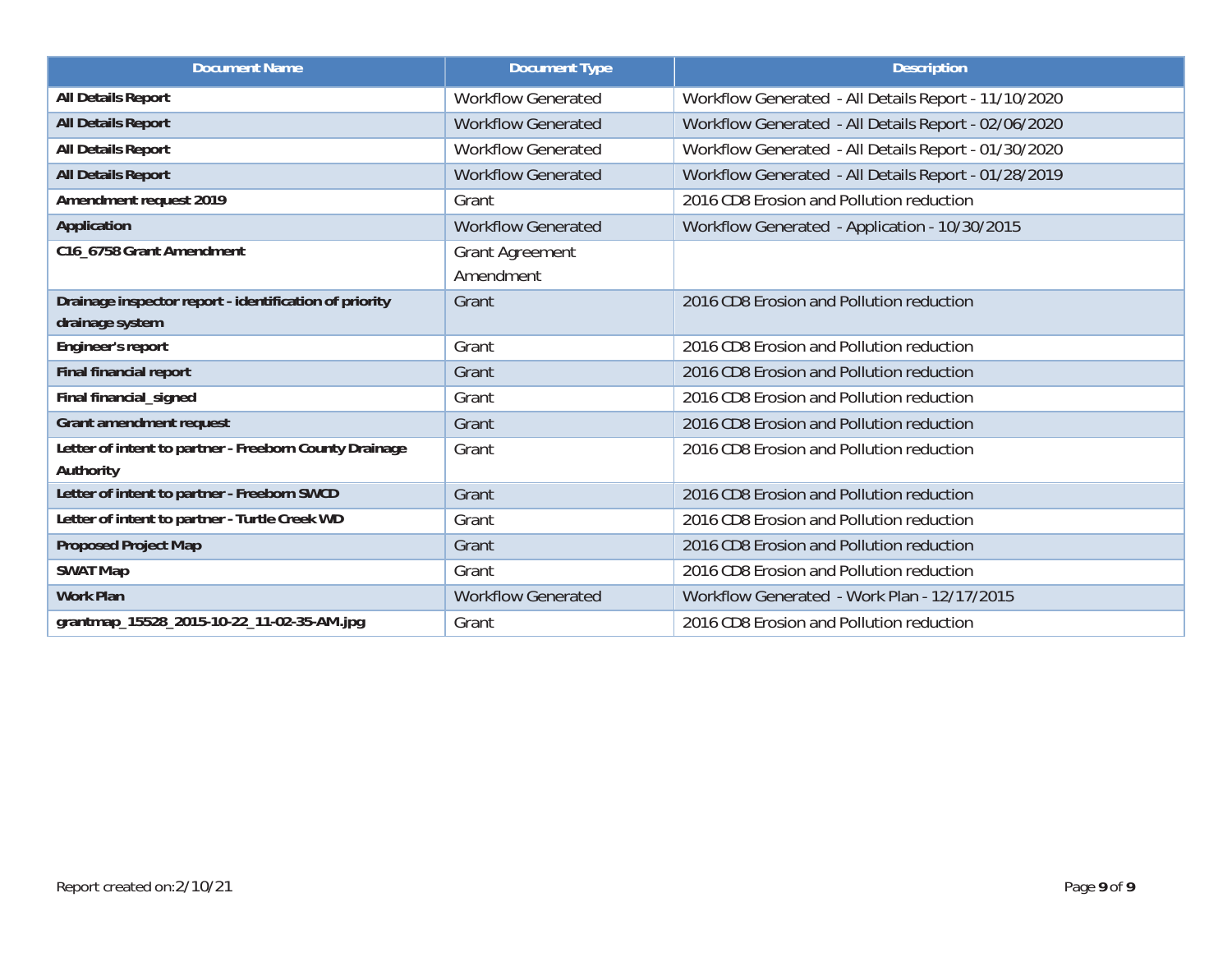| Document Name | Document Type | Description |
| --- | --- | --- |
| **All Details Report** | Workflow Generated | Workflow Generated - All Details Report - 11/10/2020 |
| **All Details Report** | Workflow Generated | Workflow Generated - All Details Report - 02/06/2020 |
| **All Details Report** | Workflow Generated | Workflow Generated - All Details Report - 01/30/2020 |
| **All Details Report** | Workflow Generated | Workflow Generated - All Details Report - 01/28/2019 |
| **Amendment request 2019** | Grant | 2016 CD8 Erosion and Pollution reduction |
| **Application** | Workflow Generated | Workflow Generated - Application - 10/30/2015 |
| **C16_6758 Grant Amendment** | Grant Agreement Amendment | |
| **Drainage inspector report - identification of priority drainage system** | Grant | 2016 CD8 Erosion and Pollution reduction |
| **Engineer's report** | Grant | 2016 CD8 Erosion and Pollution reduction |
| **Final financial report** | Grant | 2016 CD8 Erosion and Pollution reduction |
| **Final financial_signed** | Grant | 2016 CD8 Erosion and Pollution reduction |
| **Grant amendment request** | Grant | 2016 CD8 Erosion and Pollution reduction |
| **Letter of intent to partner - Freeborn County Drainage Authority** | Grant | 2016 CD8 Erosion and Pollution reduction |
| **Letter of intent to partner - Freeborn SWCD** | Grant | 2016 CD8 Erosion and Pollution reduction |
| **Letter of intent to partner - Turtle Creek WD** | Grant | 2016 CD8 Erosion and Pollution reduction |
| **Proposed Project Map** | Grant | 2016 CD8 Erosion and Pollution reduction |
| **SWAT Map** | Grant | 2016 CD8 Erosion and Pollution reduction |
| **Work Plan** | Workflow Generated | Workflow Generated - Work Plan - 12/17/2015 |
| **grantmap_15528_2015-10-22_11-02-35-AM.jpg** | Grant | 2016 CD8 Erosion and Pollution reduction |

Report created on:2/10/21